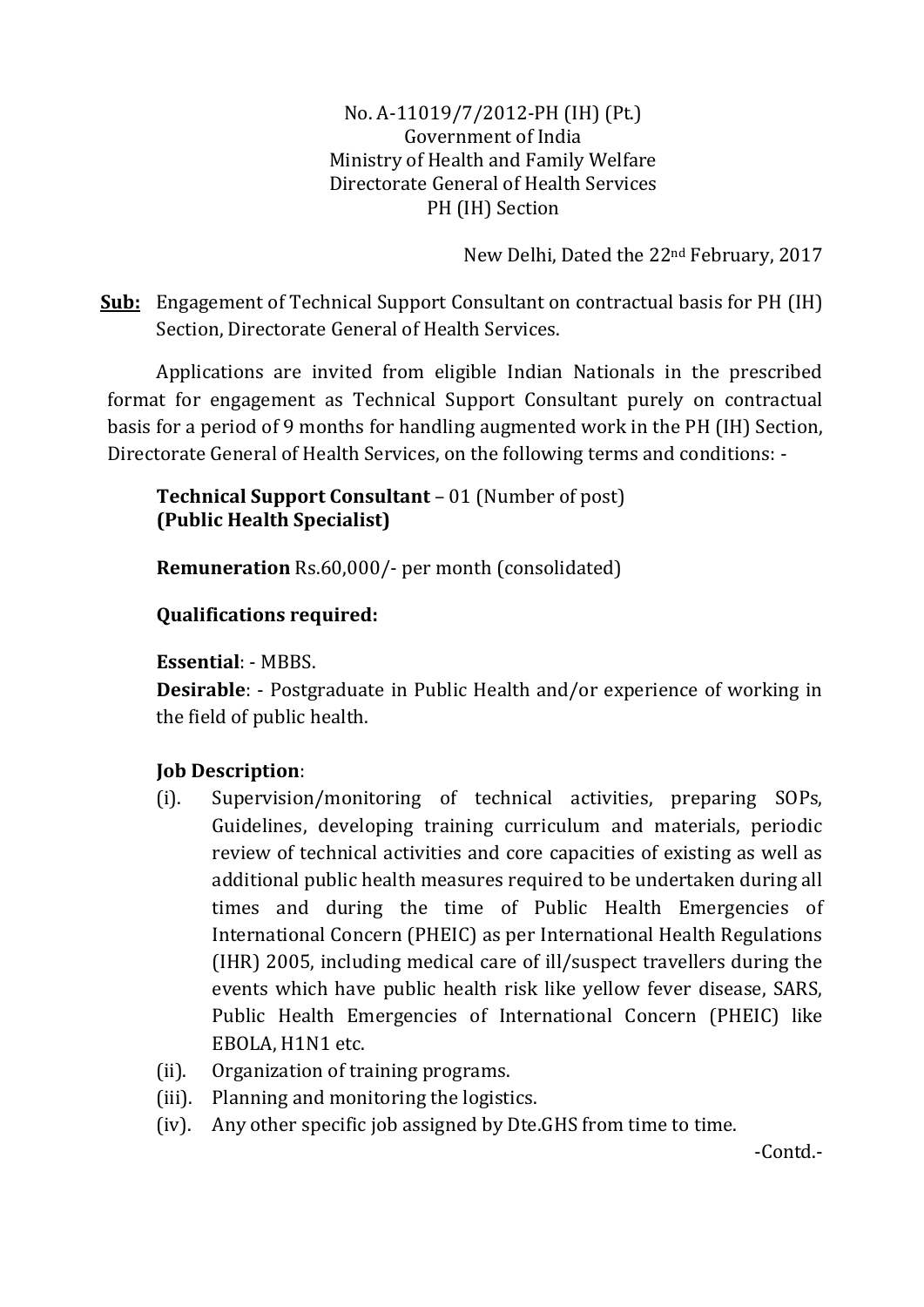No. A-11019/7/2012-PH (IH) (Pt.)
Government of India
Ministry of Health and Family Welfare
Directorate General of Health Services
PH (IH) Section

New Delhi, Dated the 22nd February, 2017

**Sub:** Engagement of Technical Support Consultant on contractual basis for PH (IH) Section, Directorate General of Health Services.

Applications are invited from eligible Indian Nationals in the prescribed format for engagement as Technical Support Consultant purely on contractual basis for a period of 9 months for handling augmented work in the PH (IH) Section, Directorate General of Health Services, on the following terms and conditions: -

**Technical Support Consultant** – 01 (Number of post)
**(Public Health Specialist)**

**Remuneration** Rs.60,000/- per month (consolidated)

**Qualifications required:**

**Essential**: - MBBS.
**Desirable**: - Postgraduate in Public Health and/or experience of working in the field of public health.

**Job Description**:

(i). Supervision/monitoring of technical activities, preparing SOPs, Guidelines, developing training curriculum and materials, periodic review of technical activities and core capacities of existing as well as additional public health measures required to be undertaken during all times and during the time of Public Health Emergencies of International Concern (PHEIC) as per International Health Regulations (IHR) 2005, including medical care of ill/suspect travellers during the events which have public health risk like yellow fever disease, SARS, Public Health Emergencies of International Concern (PHEIC) like EBOLA, H1N1 etc.

(ii). Organization of training programs.

(iii). Planning and monitoring the logistics.

(iv). Any other specific job assigned by Dte.GHS from time to time.

-Contd.-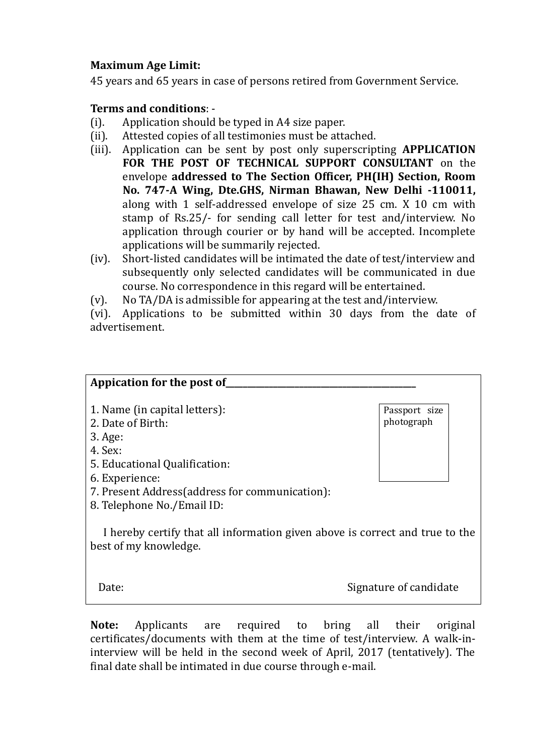**Maximum Age Limit:**

45 years and 65 years in case of persons retired from Government Service.

**Terms and conditions**: -

(i). Application should be typed in A4 size paper.

(ii). Attested copies of all testimonies must be attached.

(iii). Application can be sent by post only superscripting **APPLICATION FOR THE POST OF TECHNICAL SUPPORT CONSULTANT** on the envelope **addressed to The Section Officer, PH(IH) Section, Room No. 747-A Wing, Dte.GHS, Nirman Bhawan, New Delhi -110011,** along with 1 self-addressed envelope of size 25 cm. X 10 cm with stamp of Rs.25/- for sending call letter for test and/interview. No application through courier or by hand will be accepted. Incomplete applications will be summarily rejected.

(iv). Short-listed candidates will be intimated the date of test/interview and subsequently only selected candidates will be communicated in due course. No correspondence in this regard will be entertained.

(v). No TA/DA is admissible for appearing at the test and/interview.

(vi). Applications to be submitted within 30 days from the date of advertisement.

---

**Appication for the post of___________________________________________**

Passport size photograph

1. Name (in capital letters):
2. Date of Birth:
3. Age:
4. Sex:
5. Educational Qualification:
6. Experience:
7. Present Address(address for communication):
8. Telephone No./Email ID:

I hereby certify that all information given above is correct and true to the best of my knowledge.

Date:

Signature of candidate

---

**Note:** Applicants are required to bring all their original certificates/documents with them at the time of test/interview. A walk-in-interview will be held in the second week of April, 2017 (tentatively). The final date shall be intimated in due course through e-mail.